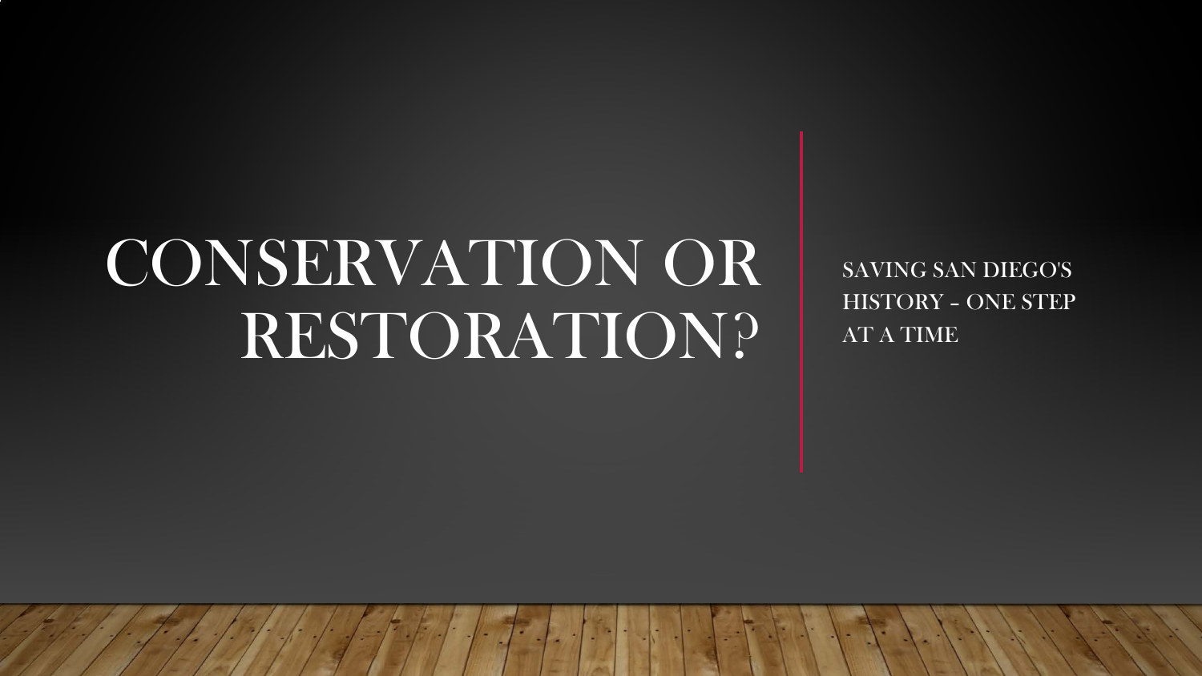# CONSERVATION OR RESTORATION?

SAVING SAN DIEGO'S HISTORY – ONE STEP AT A TIME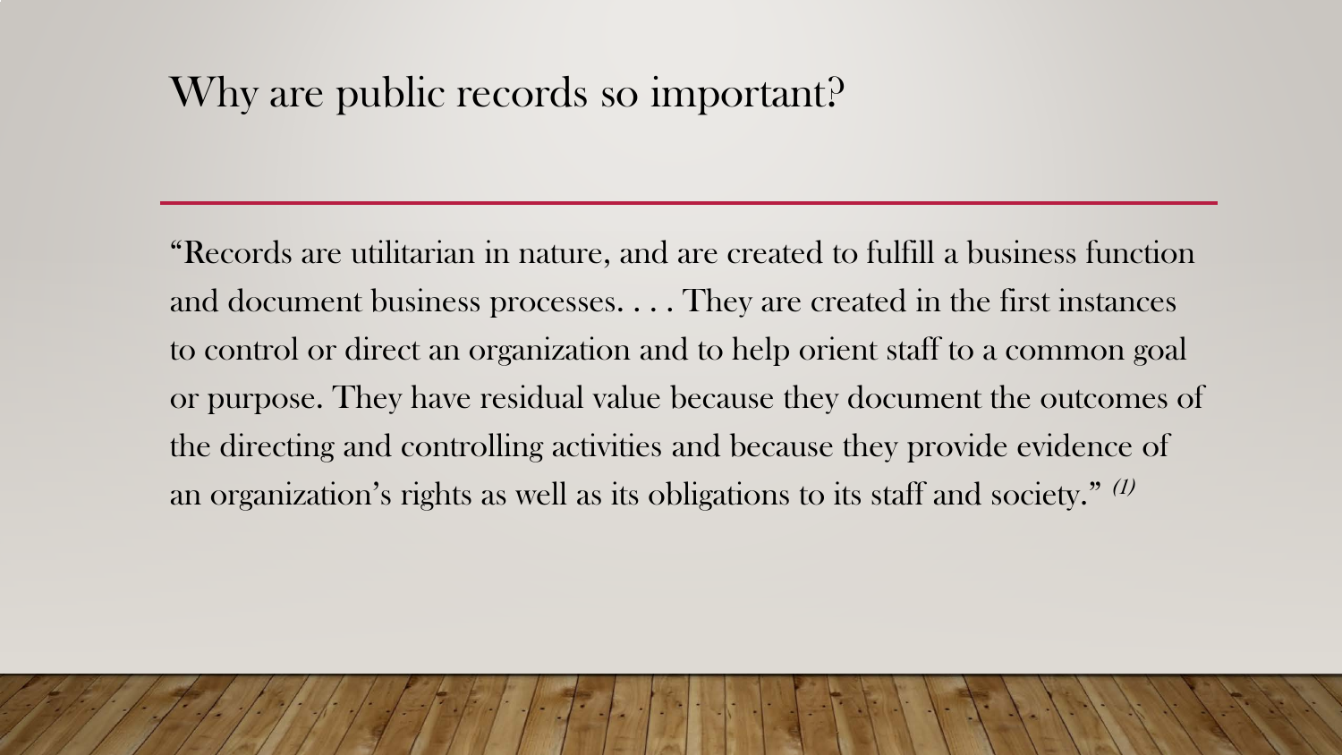# Why are public records so important?

"Records are utilitarian in nature, and are created to fulfill a business function and document business processes. . . . They are created in the first instances to control or direct an organization and to help orient staff to a common goal or purpose. They have residual value because they document the outcomes of the directing and controlling activities and because they provide evidence of an organization's rights as well as its obligations to its staff and society." *(1)*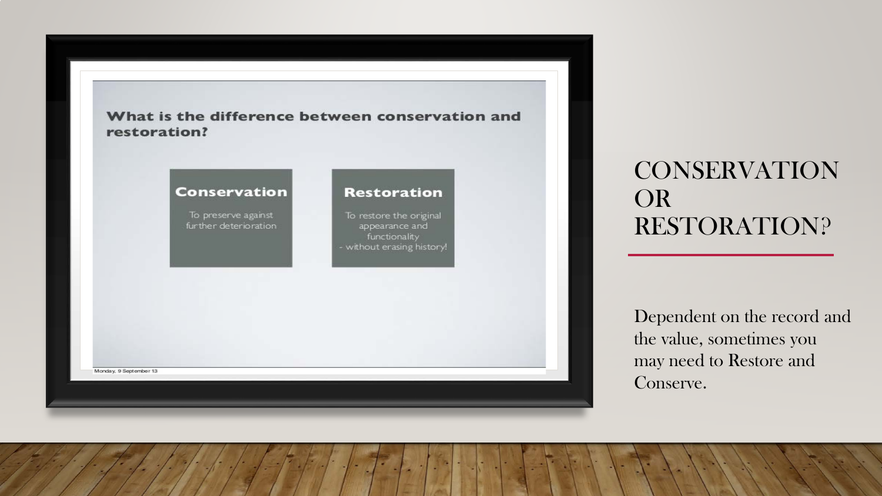# CONSERVATION OR RESTORATION?

**What is the difference between conservation and restoration?**

**Conservation**

To preserve against further deterioration

**Restoration**

To restore the original appearance and functionality
- without erasing history!

Monday, 9 September 13

Dependent on the record and the value, sometimes you may need to Restore and Conserve.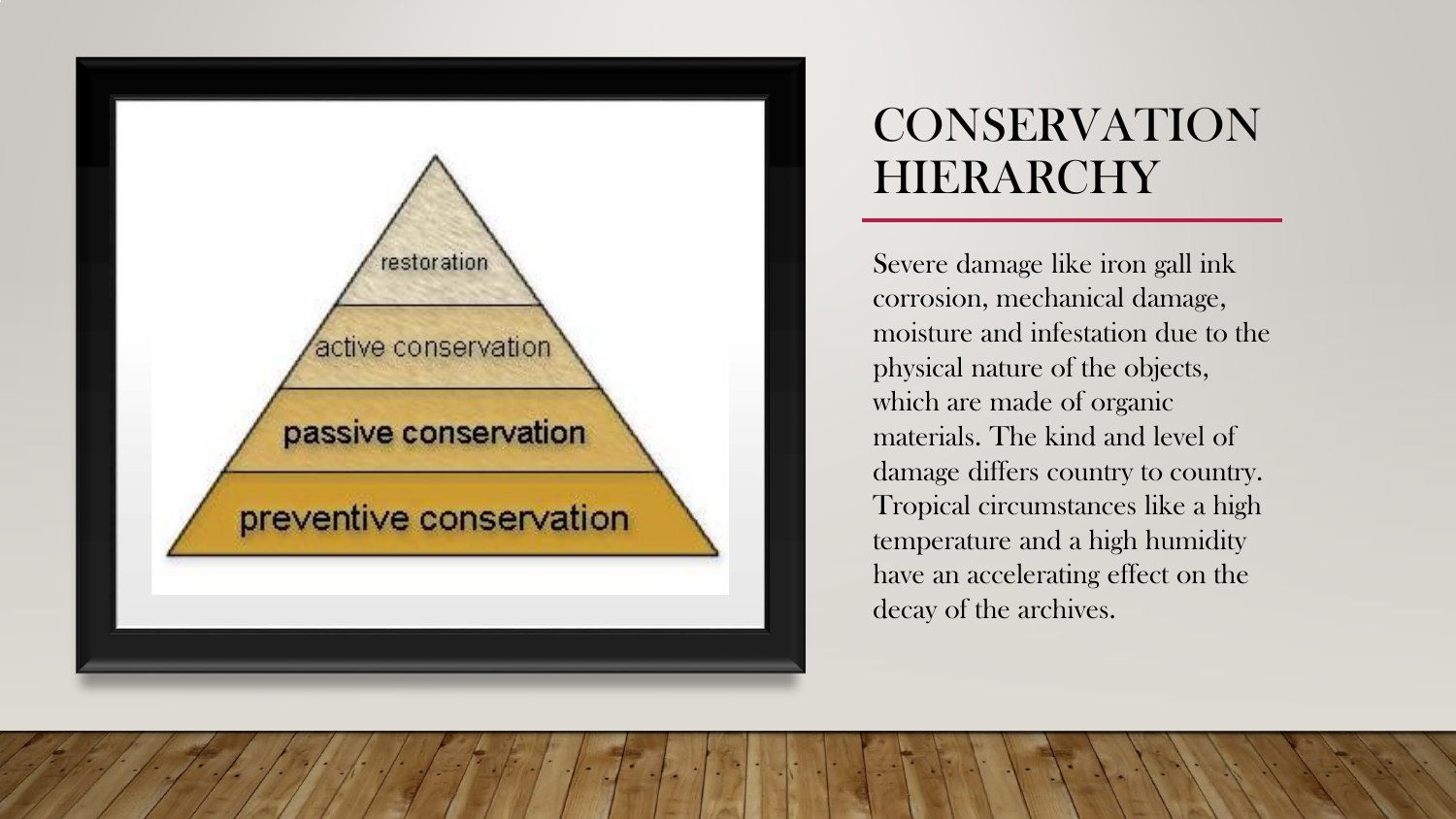# CONSERVATION HIERARCHY

restoration

active conservation

passive conservation

preventive conservation

Severe damage like iron gall ink corrosion, mechanical damage, moisture and infestation due to the physical nature of the objects, which are made of organic materials. The kind and level of damage differs country to country. Tropical circumstances like a high temperature and a high humidity have an accelerating effect on the decay of the archives.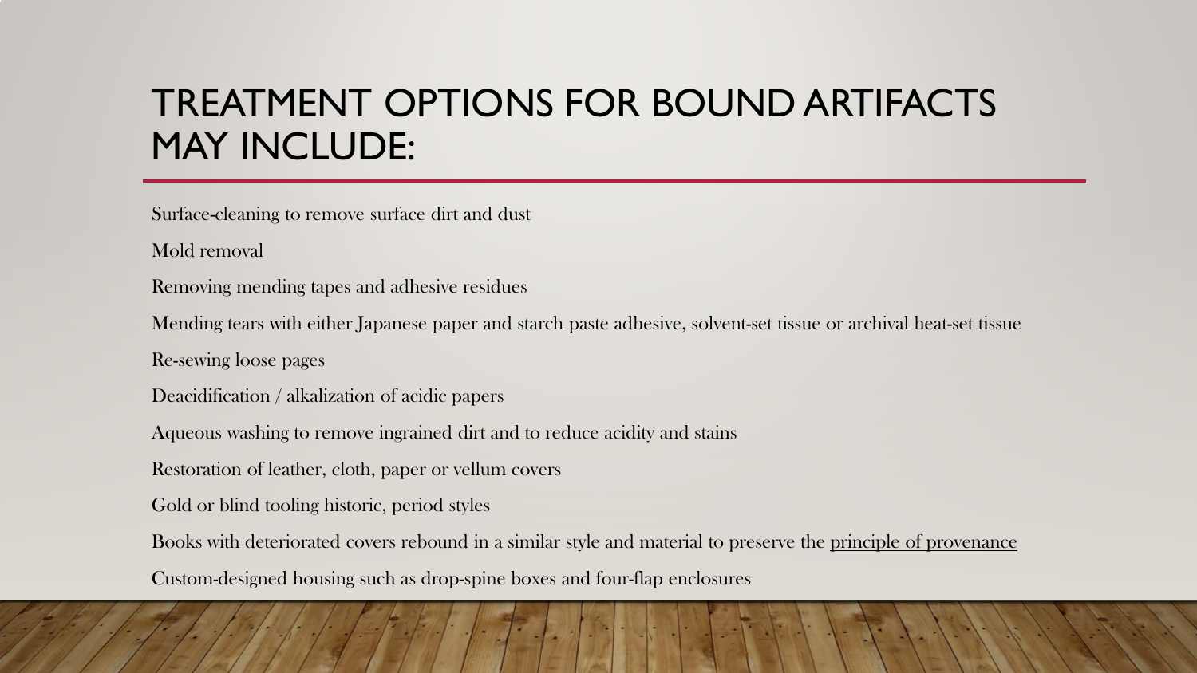# TREATMENT OPTIONS FOR BOUND ARTIFACTS MAY INCLUDE:

Surface-cleaning to remove surface dirt and dust

Mold removal

Removing mending tapes and adhesive residues

Mending tears with either Japanese paper and starch paste adhesive, solvent-set tissue or archival heat-set tissue

Re-sewing loose pages

Deacidification / alkalization of acidic papers

Aqueous washing to remove ingrained dirt and to reduce acidity and stains

Restoration of leather, cloth, paper or vellum covers

Gold or blind tooling historic, period styles

Books with deteriorated covers rebound in a similar style and material to preserve the principle of provenance

Custom-designed housing such as drop-spine boxes and four-flap enclosures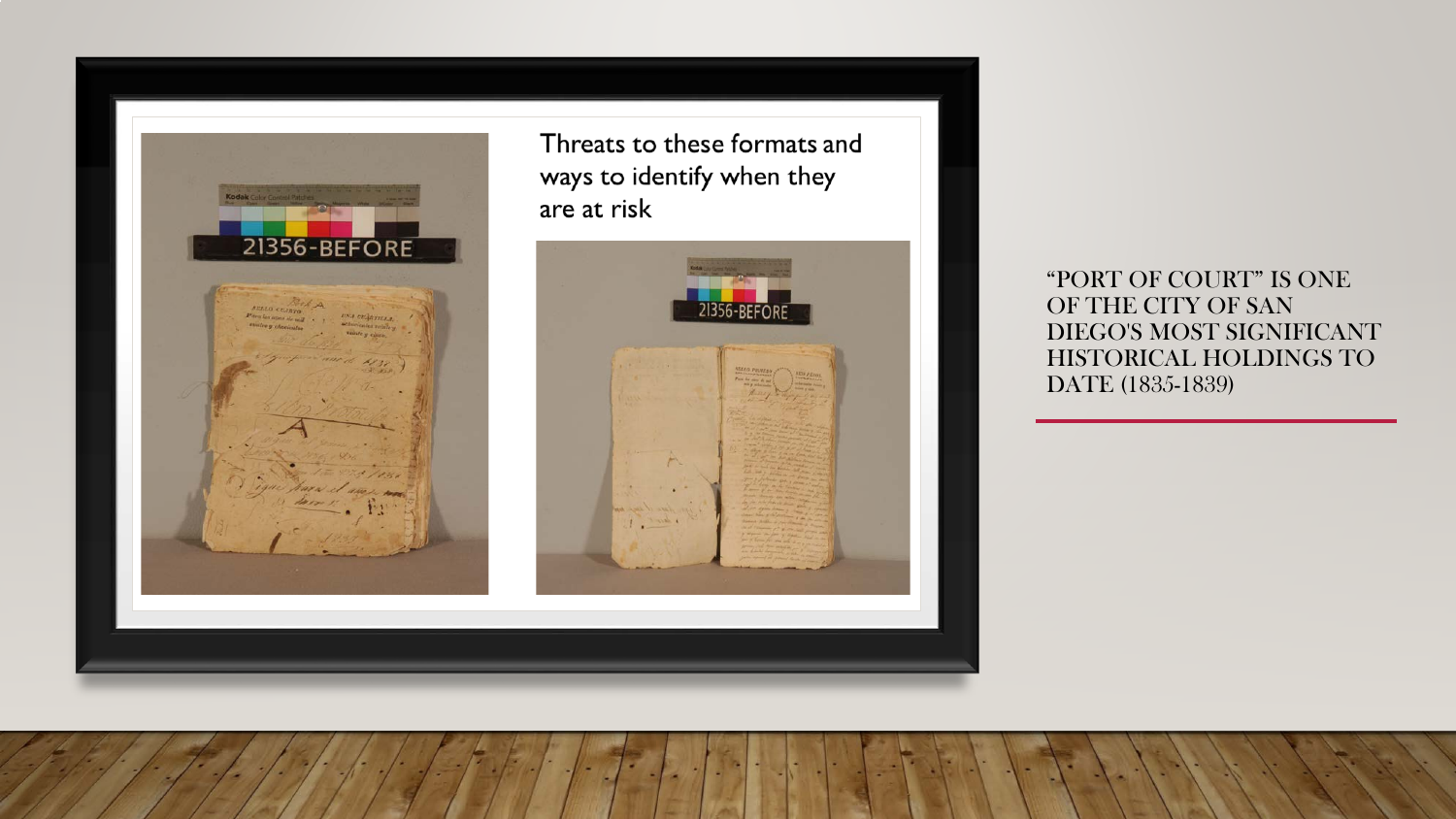Threats to these formats and ways to identify when they are at risk

21356-BEFORE

21356-BEFORE

“PORT OF COURT” IS ONE OF THE CITY OF SAN DIEGO'S MOST SIGNIFICANT HISTORICAL HOLDINGS TO DATE (1835-1839)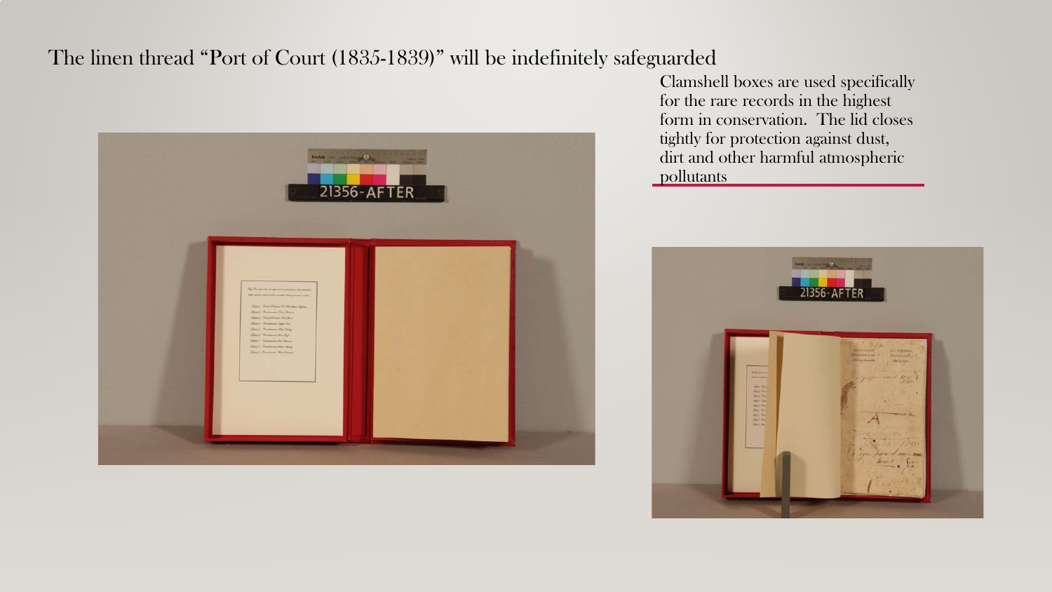The linen thread “Port of Court (1835-1839)” will be indefinitely safeguarded

Clamshell boxes are used specifically for the rare records in the highest form in conservation. The lid closes tightly for protection against dust, dirt and other harmful atmospheric pollutants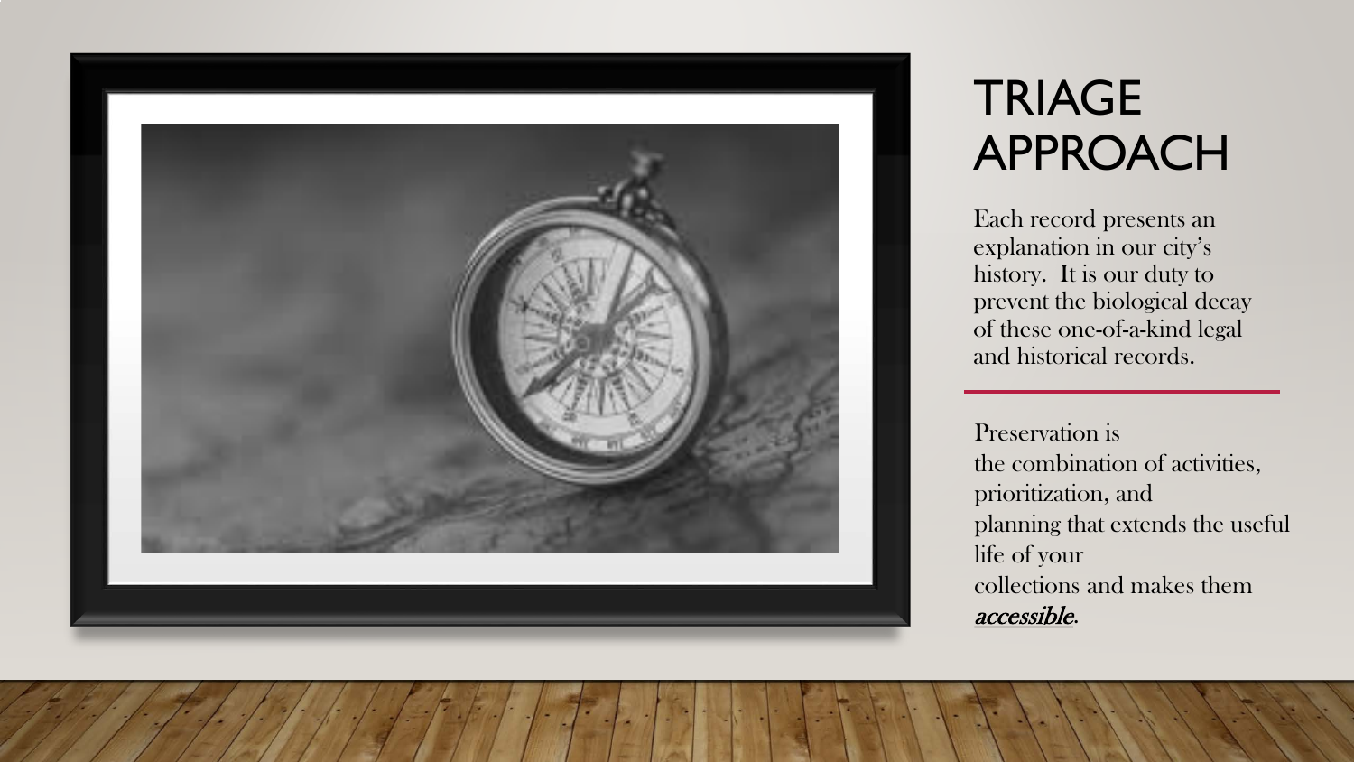# TRIAGE APPROACH

Each record presents an explanation in our city's history. It is our duty to prevent the biological decay of these one-of-a-kind legal and historical records.

---

Preservation is the combination of activities, prioritization, and planning that extends the useful life of your collections and makes them ***accessible***.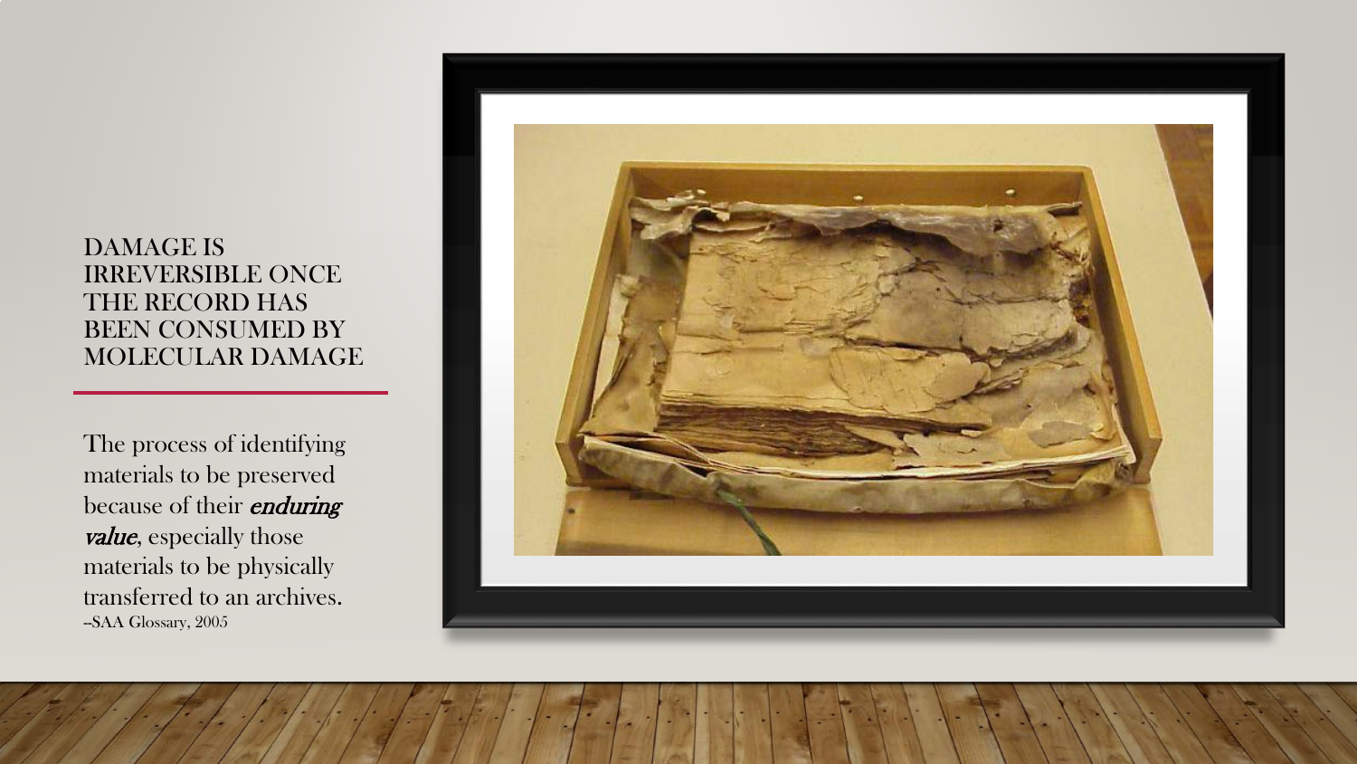# DAMAGE IS IRREVERSIBLE ONCE THE RECORD HAS BEEN CONSUMED BY MOLECULAR DAMAGE

The process of identifying materials to be preserved because of their ***enduring value***, especially those materials to be physically transferred to an archives.
--SAA Glossary, 2005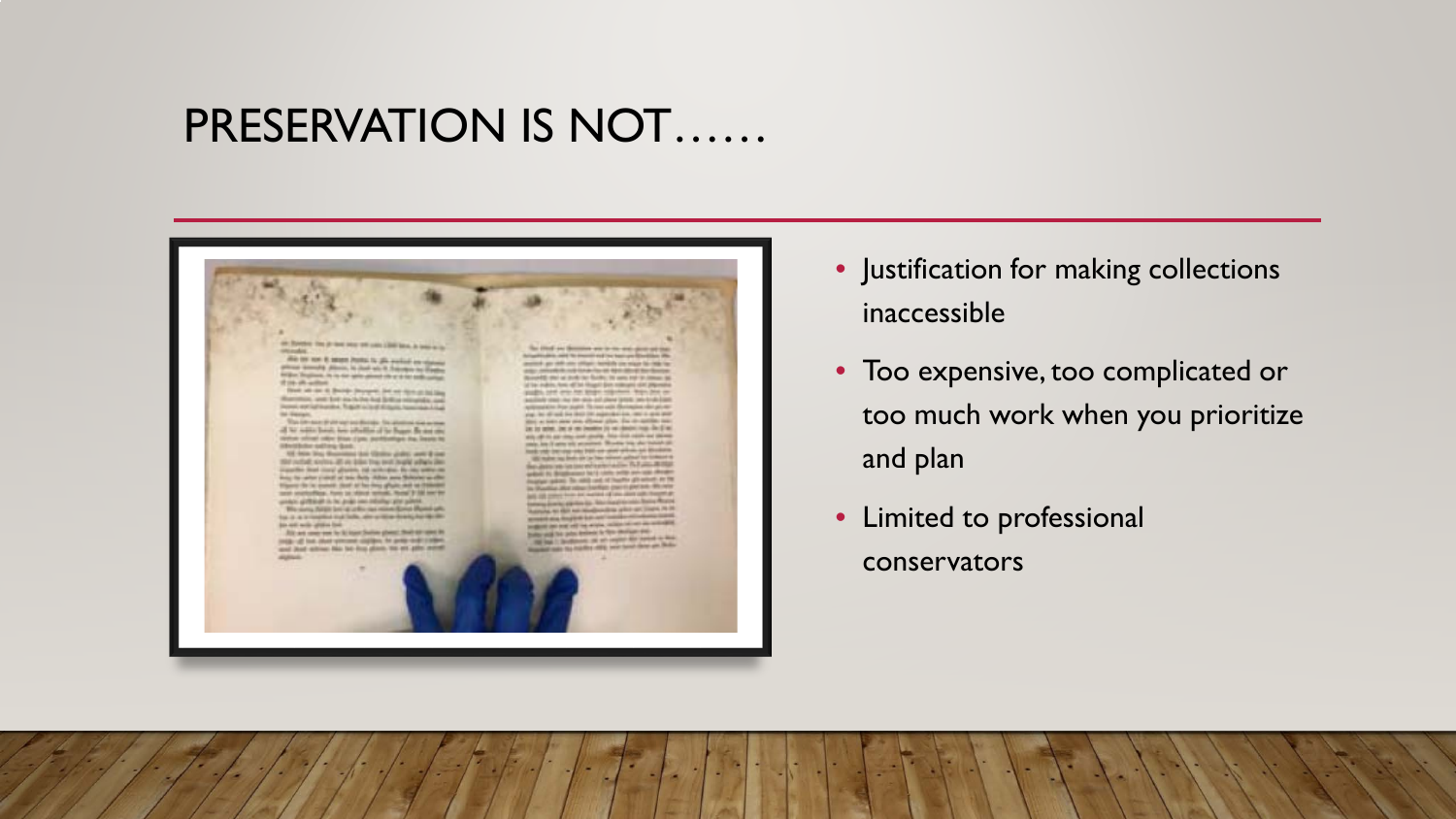# PRESERVATION IS NOT……

- Justification for making collections inaccessible
- Too expensive, too complicated or too much work when you prioritize and plan
- Limited to professional conservators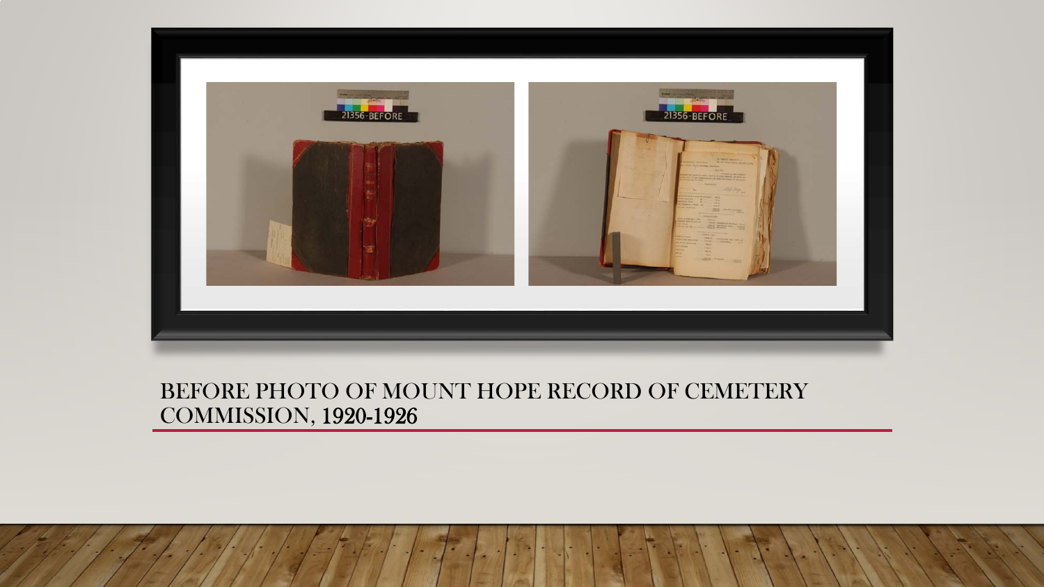BEFORE PHOTO OF MOUNT HOPE RECORD OF CEMETERY COMMISSION, 1920-1926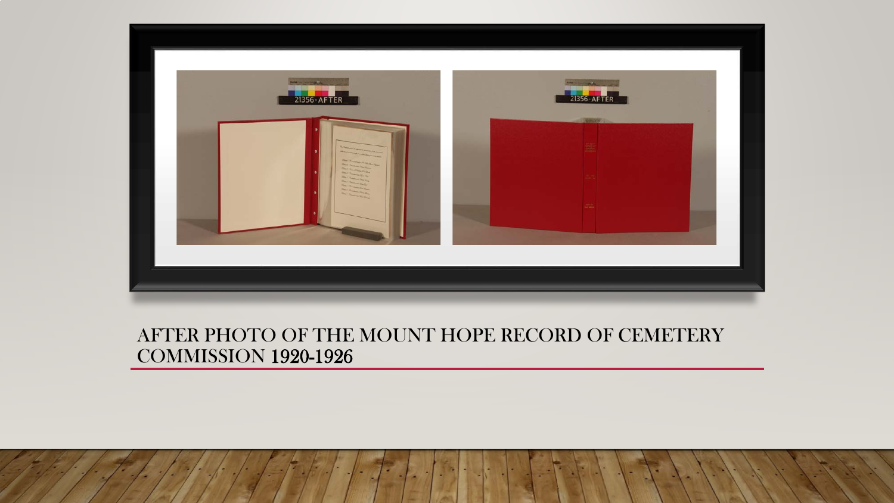AFTER PHOTO OF THE MOUNT HOPE RECORD OF CEMETERY COMMISSION 1920-1926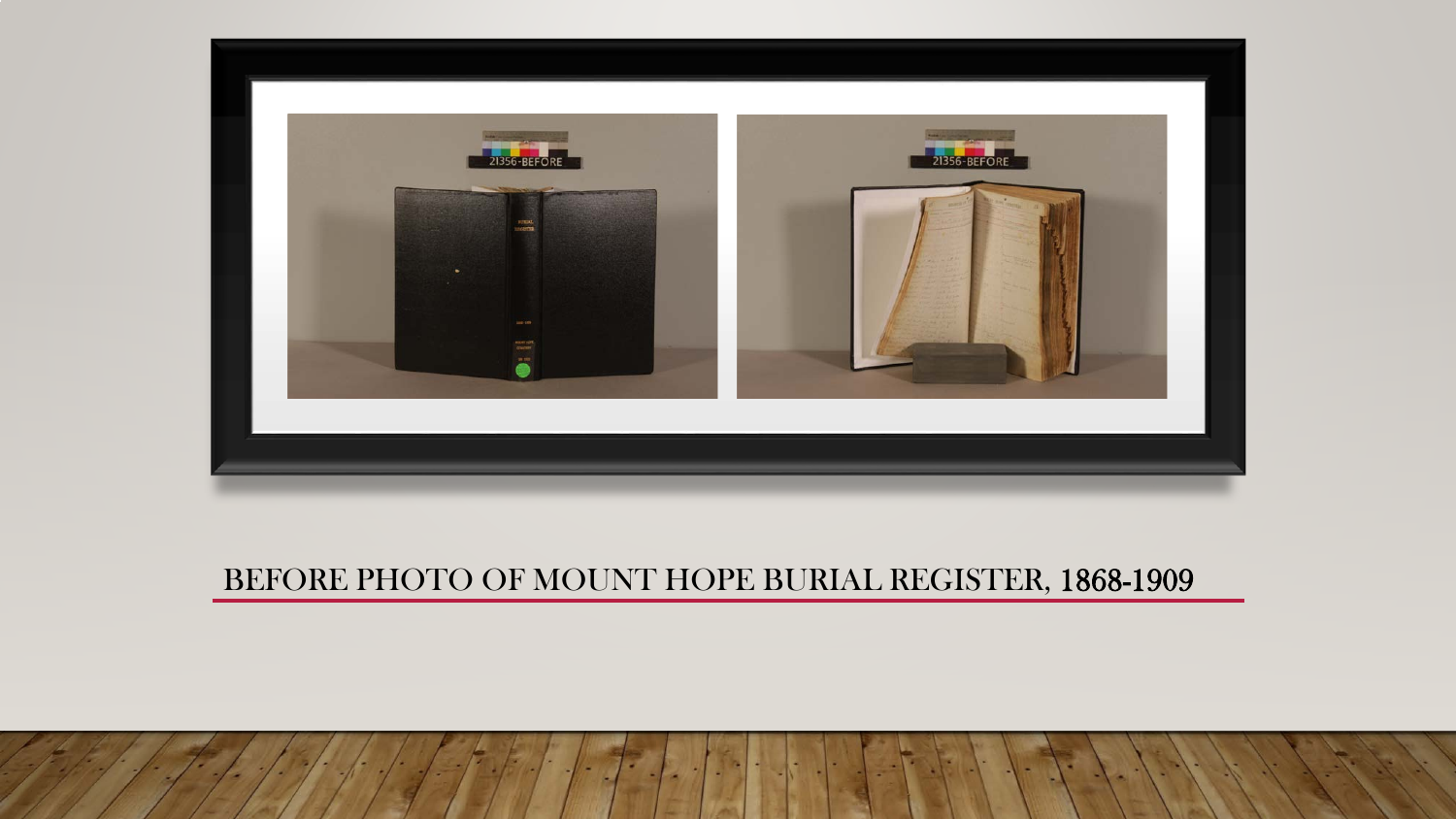BEFORE PHOTO OF MOUNT HOPE BURIAL REGISTER, 1868-1909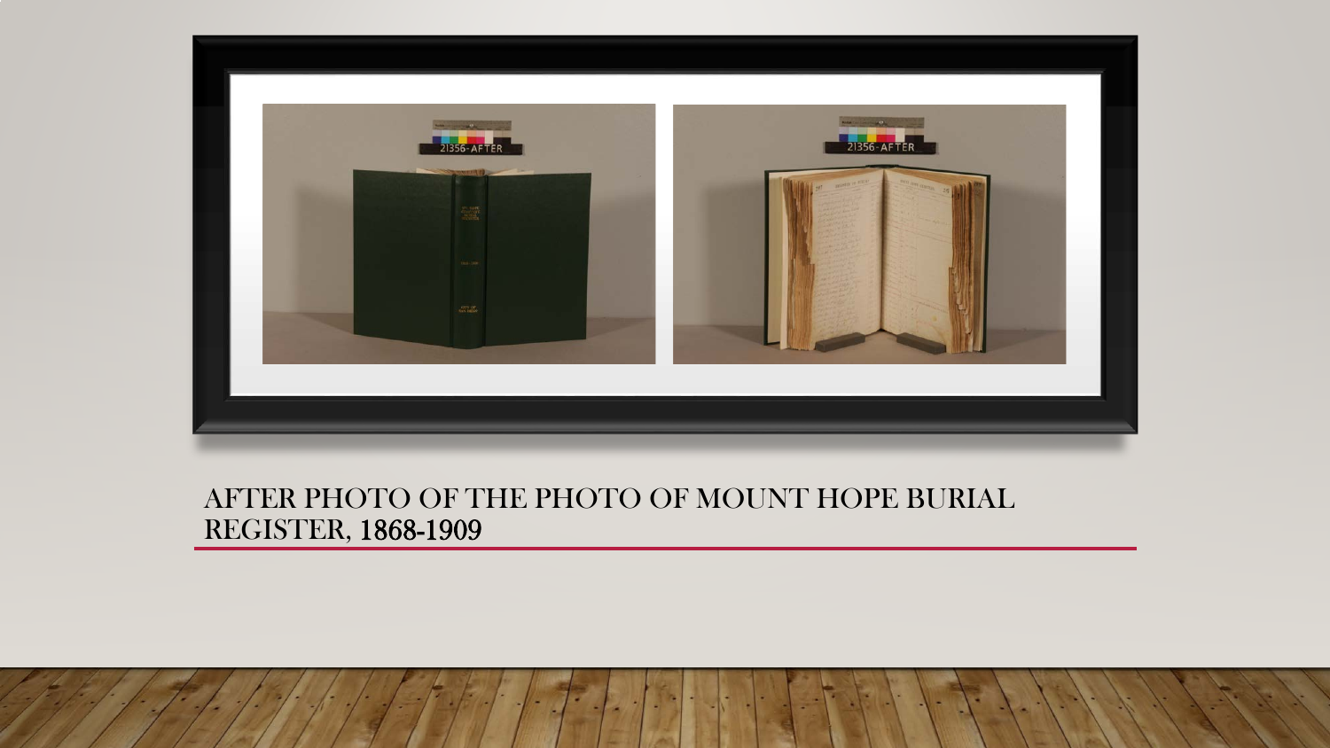AFTER PHOTO OF THE PHOTO OF MOUNT HOPE BURIAL REGISTER, 1868-1909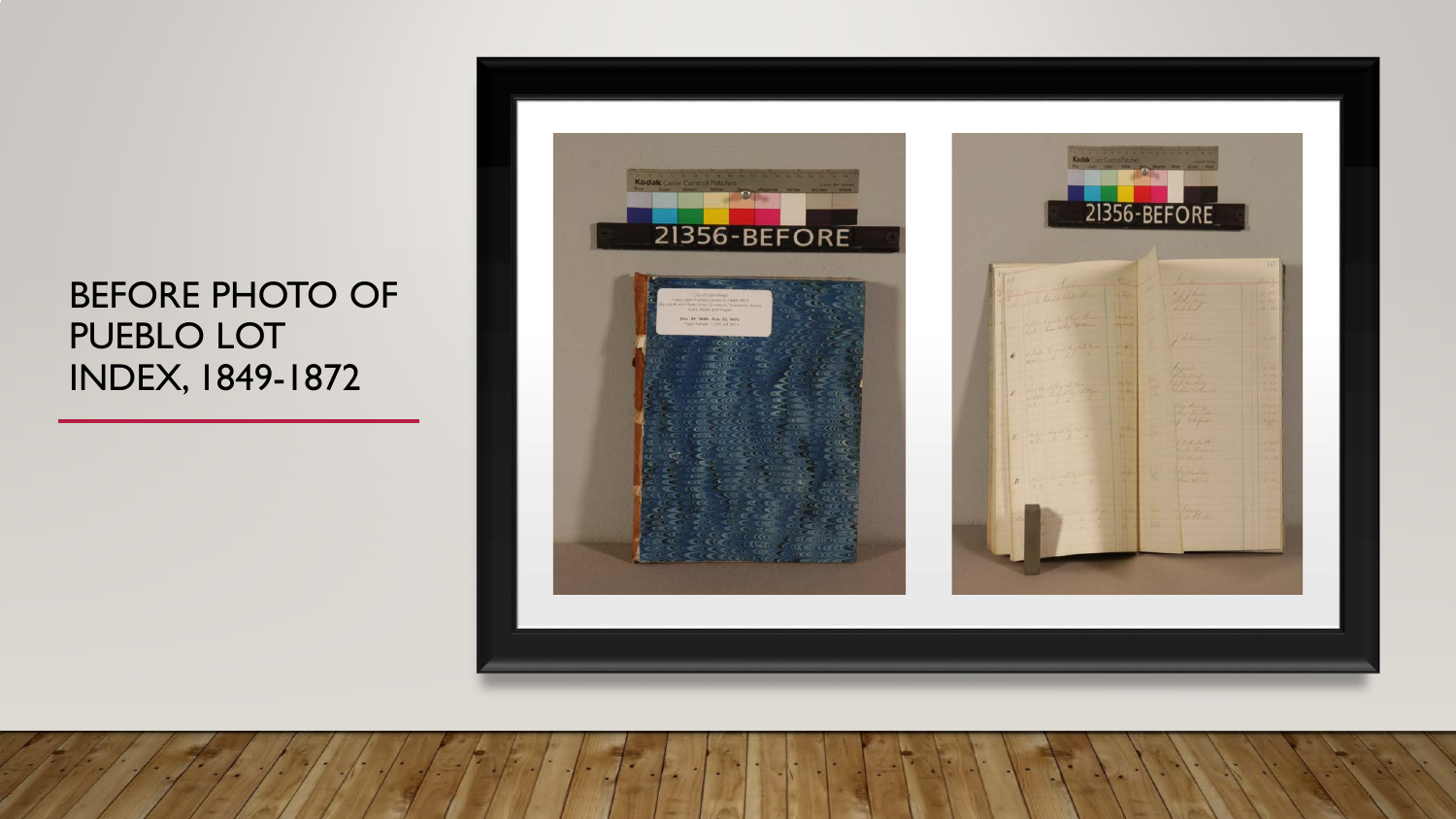# BEFORE PHOTO OF PUEBLO LOT INDEX, 1849-1872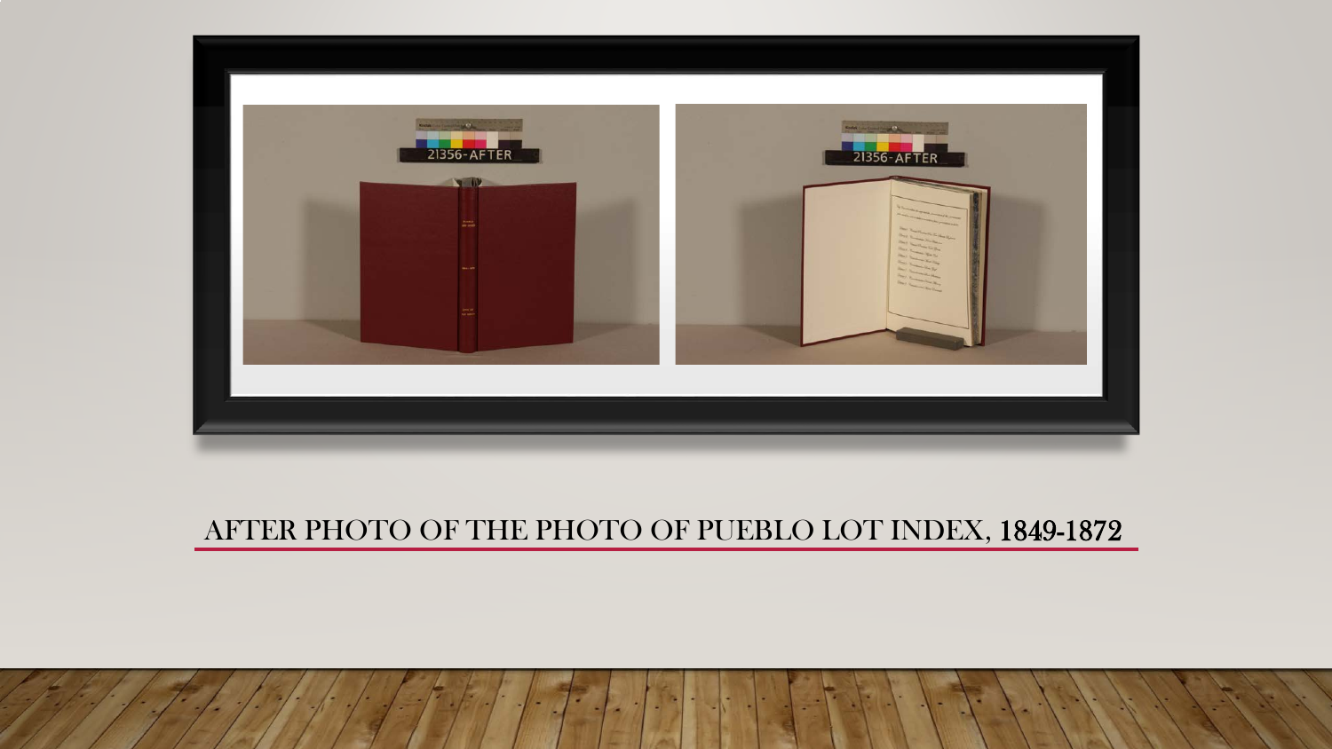AFTER PHOTO OF THE PHOTO OF PUEBLO LOT INDEX, 1849-1872